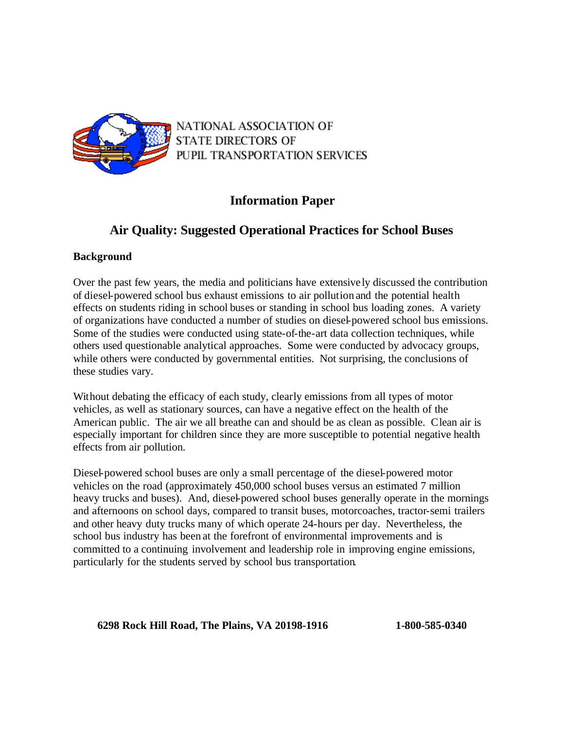NATIONAL ASSOCIATION OF STATE DIRECTORS OF PUPIL TRANSPORTATION SERVICES

# Information Paper

## Air Quality: Suggested Operational Practices for School Buses

### Background

Over the past few years, the media and politicians have extensively discussed the contribution of diesel-powered school bus exhaust emissions to air pollution and the potential health effects on students riding in school buses or standing in school bus loading zones. A variety of organizations have conducted a number of studies on diesel-powered school bus emissions. Some of the studies were conducted using state-of-the-art data collection techniques, while others used questionable analytical approaches. Some were conducted by advocacy groups, while others were conducted by governmental entities. Not surprising, the conclusions of these studies vary.

Without debating the efficacy of each study, clearly emissions from all types of motor vehicles, as well as stationary sources, can have a negative effect on the health of the American public. The air we all breathe can and should be as clean as possible. Clean air is especially important for children since they are more susceptible to potential negative health effects from air pollution.

Diesel-powered school buses are only a small percentage of the diesel-powered motor vehicles on the road (approximately 450,000 school buses versus an estimated 7 million heavy trucks and buses). And, diesel-powered school buses generally operate in the mornings and afternoons on school days, compared to transit buses, motorcoaches, tractor-semi trailers and other heavy duty trucks many of which operate 24-hours per day. Nevertheless, the school bus industry has been at the forefront of environmental improvements and is committed to a continuing involvement and leadership role in improving engine emissions, particularly for the students served by school bus transportation.

**6298 Rock Hill Road, The Plains, VA 20198-1916 1-800-585-0340**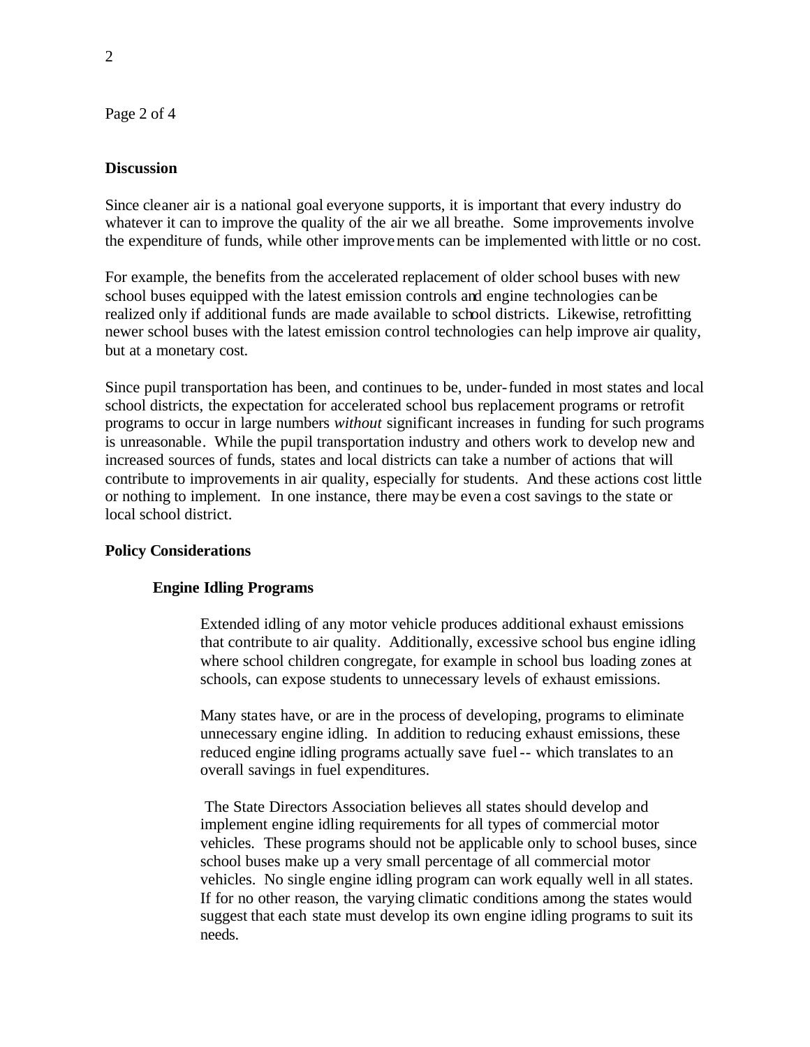**Discussion**

Since cleaner air is a national goal everyone supports, it is important that every industry do whatever it can to improve the quality of the air we all breathe. Some improvements involve the expenditure of funds, while other improvements can be implemented with little or no cost.

For example, the benefits from the accelerated replacement of older school buses with new school buses equipped with the latest emission controls and engine technologies can be realized only if additional funds are made available to school districts. Likewise, retrofitting newer school buses with the latest emission control technologies can help improve air quality, but at a monetary cost.

Since pupil transportation has been, and continues to be, under-funded in most states and local school districts, the expectation for accelerated school bus replacement programs or retrofit programs to occur in large numbers *without* significant increases in funding for such programs is unreasonable. While the pupil transportation industry and others work to develop new and increased sources of funds, states and local districts can take a number of actions that will contribute to improvements in air quality, especially for students. And these actions cost little or nothing to implement. In one instance, there may be even a cost savings to the state or local school district.

**Policy Considerations**

**Engine Idling Programs**

Extended idling of any motor vehicle produces additional exhaust emissions that contribute to air quality. Additionally, excessive school bus engine idling where school children congregate, for example in school bus loading zones at schools, can expose students to unnecessary levels of exhaust emissions.

Many states have, or are in the process of developing, programs to eliminate unnecessary engine idling. In addition to reducing exhaust emissions, these reduced engine idling programs actually save fuel -- which translates to an overall savings in fuel expenditures.

The State Directors Association believes all states should develop and implement engine idling requirements for all types of commercial motor vehicles. These programs should not be applicable only to school buses, since school buses make up a very small percentage of all commercial motor vehicles. No single engine idling program can work equally well in all states. If for no other reason, the varying climatic conditions among the states would suggest that each state must develop its own engine idling programs to suit its needs.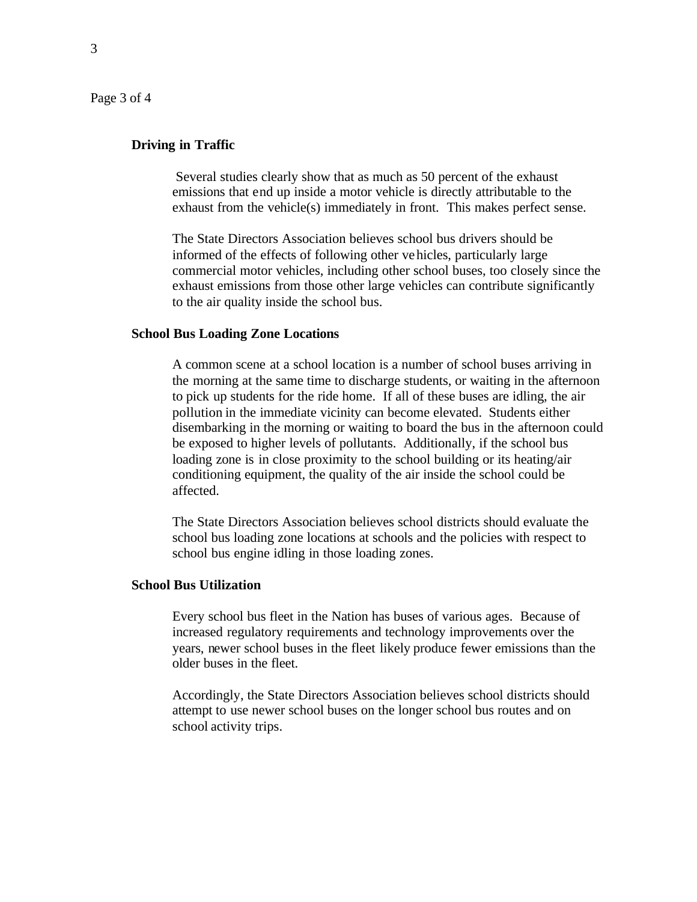**Driving in Traffic**

Several studies clearly show that as much as 50 percent of the exhaust emissions that end up inside a motor vehicle is directly attributable to the exhaust from the vehicle(s) immediately in front. This makes perfect sense.

The State Directors Association believes school bus drivers should be informed of the effects of following other vehicles, particularly large commercial motor vehicles, including other school buses, too closely since the exhaust emissions from those other large vehicles can contribute significantly to the air quality inside the school bus.

**School Bus Loading Zone Locations**

A common scene at a school location is a number of school buses arriving in the morning at the same time to discharge students, or waiting in the afternoon to pick up students for the ride home. If all of these buses are idling, the air pollution in the immediate vicinity can become elevated. Students either disembarking in the morning or waiting to board the bus in the afternoon could be exposed to higher levels of pollutants. Additionally, if the school bus loading zone is in close proximity to the school building or its heating/air conditioning equipment, the quality of the air inside the school could be affected.

The State Directors Association believes school districts should evaluate the school bus loading zone locations at schools and the policies with respect to school bus engine idling in those loading zones.

**School Bus Utilization**

Every school bus fleet in the Nation has buses of various ages. Because of increased regulatory requirements and technology improvements over the years, newer school buses in the fleet likely produce fewer emissions than the older buses in the fleet.

Accordingly, the State Directors Association believes school districts should attempt to use newer school buses on the longer school bus routes and on school activity trips.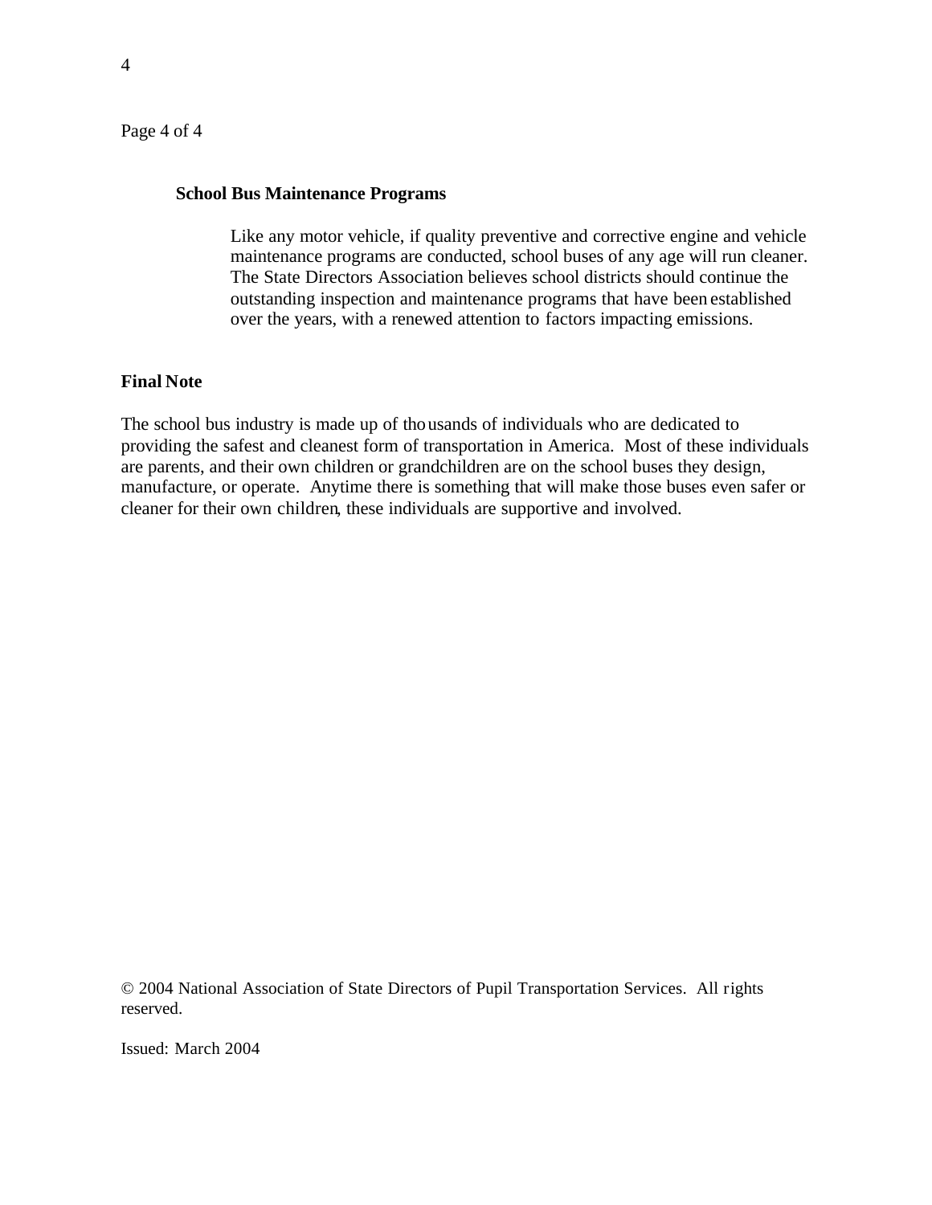### School Bus Maintenance Programs

Like any motor vehicle, if quality preventive and corrective engine and vehicle maintenance programs are conducted, school buses of any age will run cleaner. The State Directors Association believes school districts should continue the outstanding inspection and maintenance programs that have been established over the years, with a renewed attention to factors impacting emissions.

## Final Note

The school bus industry is made up of thousands of individuals who are dedicated to providing the safest and cleanest form of transportation in America. Most of these individuals are parents, and their own children or grandchildren are on the school buses they design, manufacture, or operate. Anytime there is something that will make those buses even safer or cleaner for their own children, these individuals are supportive and involved.

© 2004 National Association of State Directors of Pupil Transportation Services. All rights reserved.

Issued: March 2004